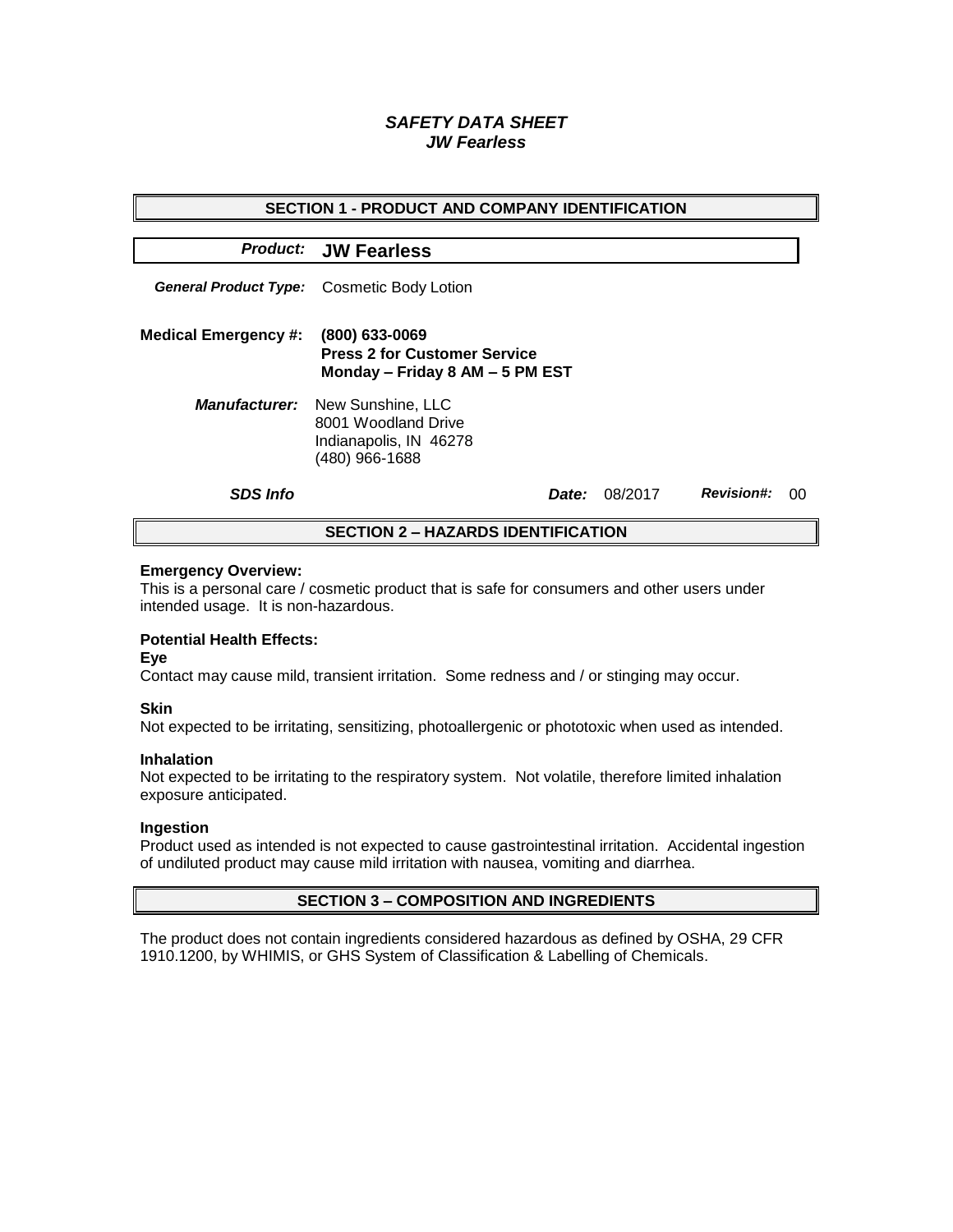# *SAFETY DATA SHEET*
# *JW Fearless*

## SECTION 1 - PRODUCT AND COMPANY IDENTIFICATION

***Product:*** **JW Fearless**

***General Product Type:*** Cosmetic Body Lotion

**Medical Emergency #:** **(800) 633-0069**
**Press 2 for Customer Service**
**Monday – Friday 8 AM – 5 PM EST**

***Manufacturer:*** New Sunshine, LLC
8001 Woodland Drive
Indianapolis, IN 46278
(480) 966-1688

***SDS Info*** ***Date:*** 08/2017 ***Revision#:*** 00

## SECTION 2 – HAZARDS IDENTIFICATION

**Emergency Overview:**
This is a personal care / cosmetic product that is safe for consumers and other users under intended usage. It is non-hazardous.

**Potential Health Effects:**

**Eye**
Contact may cause mild, transient irritation. Some redness and / or stinging may occur.

**Skin**
Not expected to be irritating, sensitizing, photoallergenic or phototoxic when used as intended.

**Inhalation**
Not expected to be irritating to the respiratory system. Not volatile, therefore limited inhalation exposure anticipated.

**Ingestion**
Product used as intended is not expected to cause gastrointestinal irritation. Accidental ingestion of undiluted product may cause mild irritation with nausea, vomiting and diarrhea.

## SECTION 3 – COMPOSITION AND INGREDIENTS

The product does not contain ingredients considered hazardous as defined by OSHA, 29 CFR 1910.1200, by WHIMIS, or GHS System of Classification & Labelling of Chemicals.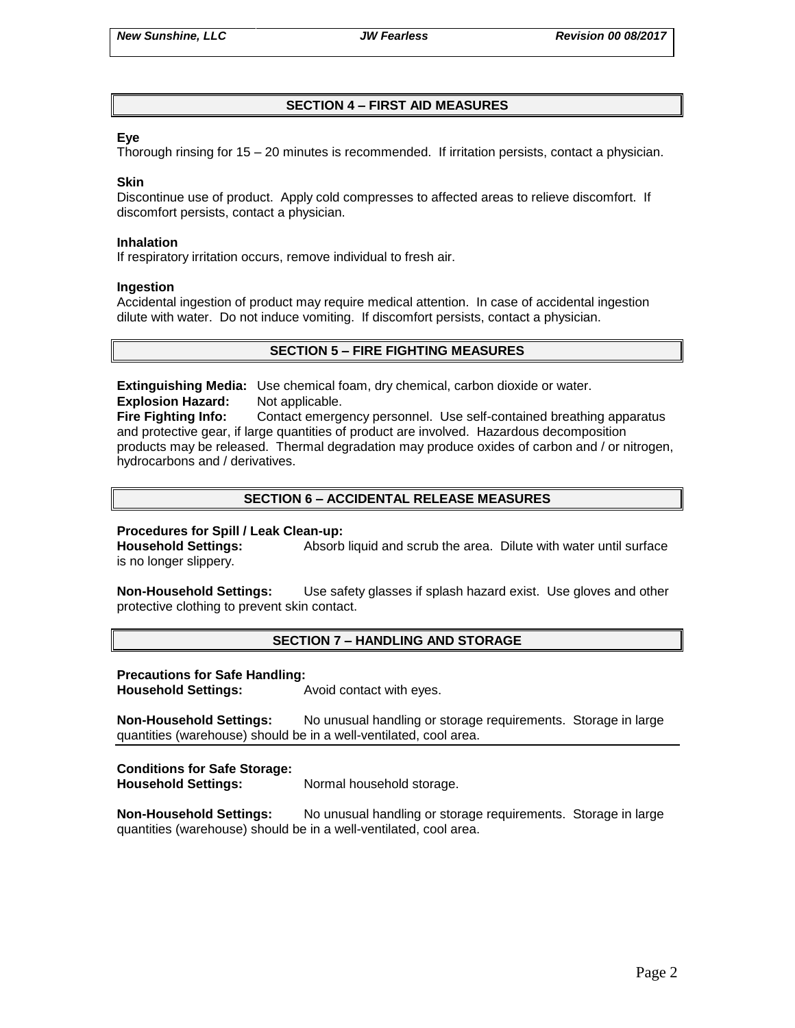## SECTION 4 – FIRST AID MEASURES

**Eye**

Thorough rinsing for 15 – 20 minutes is recommended. If irritation persists, contact a physician.

**Skin**

Discontinue use of product. Apply cold compresses to affected areas to relieve discomfort. If discomfort persists, contact a physician.

**Inhalation**

If respiratory irritation occurs, remove individual to fresh air.

**Ingestion**

Accidental ingestion of product may require medical attention. In case of accidental ingestion dilute with water. Do not induce vomiting. If discomfort persists, contact a physician.

## SECTION 5 – FIRE FIGHTING MEASURES

**Extinguishing Media:** Use chemical foam, dry chemical, carbon dioxide or water.

**Explosion Hazard:** Not applicable.

**Fire Fighting Info:** Contact emergency personnel. Use self-contained breathing apparatus and protective gear, if large quantities of product are involved. Hazardous decomposition products may be released. Thermal degradation may produce oxides of carbon and / or nitrogen, hydrocarbons and / derivatives.

## SECTION 6 – ACCIDENTAL RELEASE MEASURES

**Procedures for Spill / Leak Clean-up:**

**Household Settings:** Absorb liquid and scrub the area. Dilute with water until surface is no longer slippery.

**Non-Household Settings:** Use safety glasses if splash hazard exist. Use gloves and other protective clothing to prevent skin contact.

## SECTION 7 – HANDLING AND STORAGE

**Precautions for Safe Handling:**

**Household Settings:** Avoid contact with eyes.

**Non-Household Settings:** No unusual handling or storage requirements. Storage in large quantities (warehouse) should be in a well-ventilated, cool area.

**Conditions for Safe Storage:**

**Household Settings:** Normal household storage.

**Non-Household Settings:** No unusual handling or storage requirements. Storage in large quantities (warehouse) should be in a well-ventilated, cool area.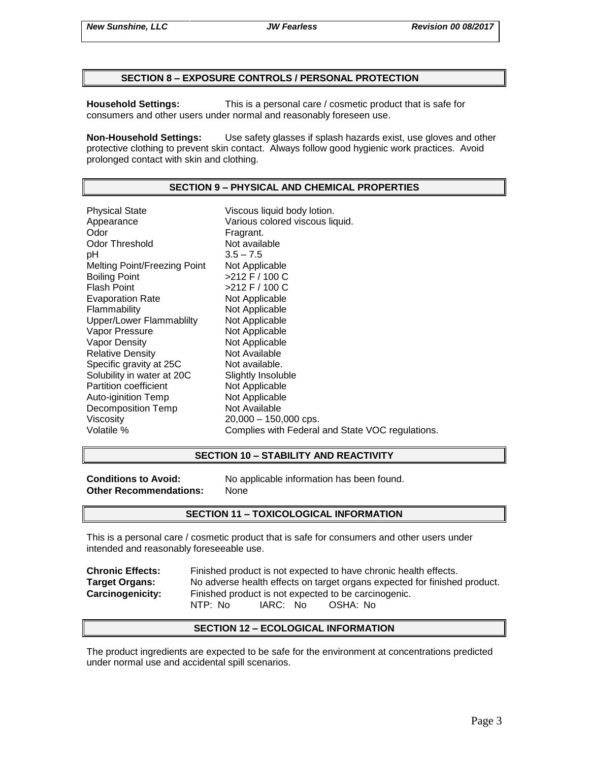## SECTION 8 – EXPOSURE CONTROLS / PERSONAL PROTECTION

**Household Settings:** This is a personal care / cosmetic product that is safe for consumers and other users under normal and reasonably foreseen use.

**Non-Household Settings:** Use safety glasses if splash hazards exist, use gloves and other protective clothing to prevent skin contact. Always follow good hygienic work practices. Avoid prolonged contact with skin and clothing.

## SECTION 9 – PHYSICAL AND CHEMICAL PROPERTIES

| Property | Value |
|---|---|
| Physical State | Viscous liquid body lotion. |
| Appearance | Various colored viscous liquid. |
| Odor | Fragrant. |
| Odor Threshold | Not available |
| pH | 3.5 – 7.5 |
| Melting Point/Freezing Point | Not Applicable |
| Boiling Point | >212 F / 100 C |
| Flash Point | >212 F / 100 C |
| Evaporation Rate | Not Applicable |
| Flammability | Not Applicable |
| Upper/Lower Flammablilty | Not Applicable |
| Vapor Pressure | Not Applicable |
| Vapor Density | Not Applicable |
| Relative Density | Not Available |
| Specific gravity at 25C | Not available. |
| Solubility in water at 20C | Slightly Insoluble |
| Partition coefficient | Not Applicable |
| Auto-iginition Temp | Not Applicable |
| Decomposition Temp | Not Available |
| Viscosity | 20,000 – 150,000 cps. |
| Volatile % | Complies with Federal and State VOC regulations. |

## SECTION 10 – STABILITY AND REACTIVITY

**Conditions to Avoid:** No applicable information has been found.
**Other Recommendations:** None

## SECTION 11 – TOXICOLOGICAL INFORMATION

This is a personal care / cosmetic product that is safe for consumers and other users under intended and reasonably foreseeable use.

**Chronic Effects:** Finished product is not expected to have chronic health effects.
**Target Organs:** No adverse health effects on target organs expected for finished product.
**Carcinogenicity:** Finished product is not expected to be carcinogenic.
NTP: No IARC: No OSHA: No

## SECTION 12 – ECOLOGICAL INFORMATION

The product ingredients are expected to be safe for the environment at concentrations predicted under normal use and accidental spill scenarios.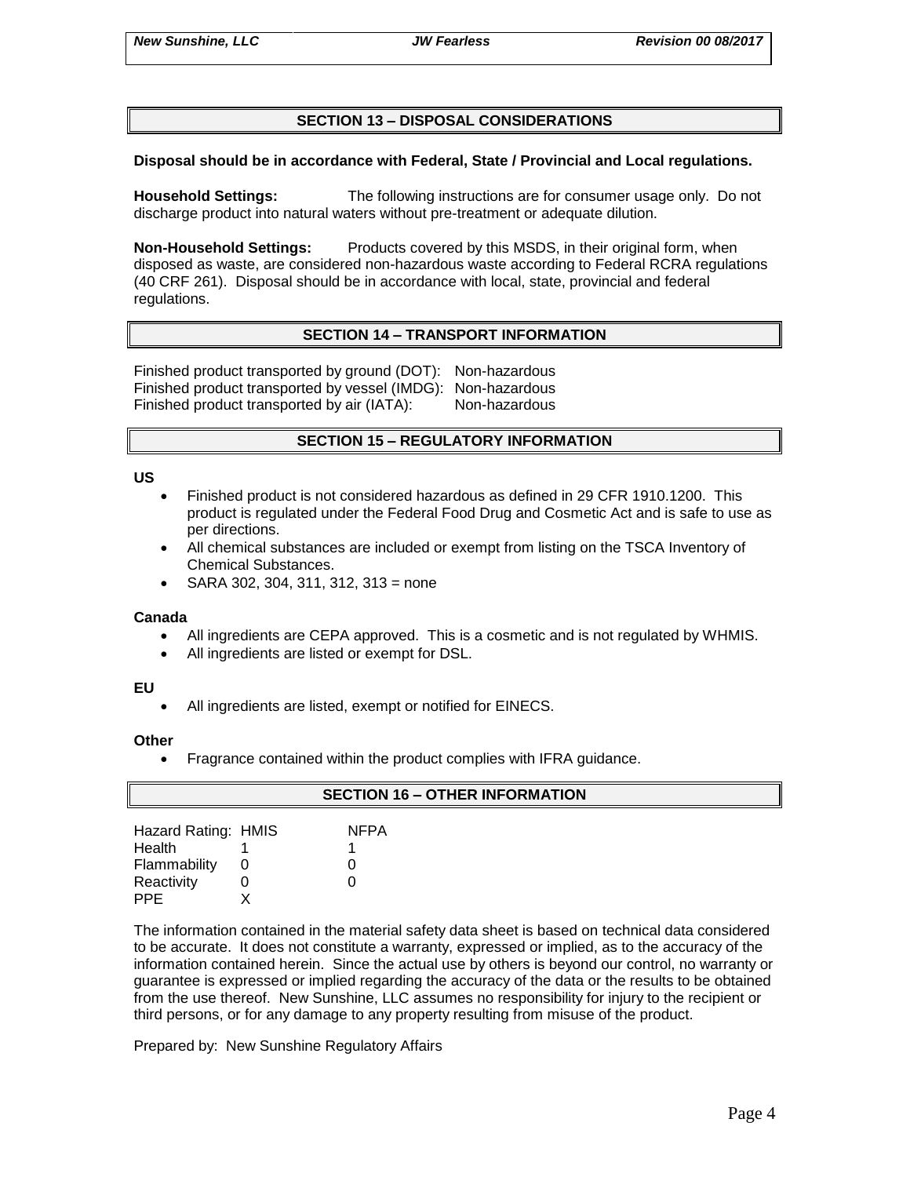## SECTION 13 – DISPOSAL CONSIDERATIONS

**Disposal should be in accordance with Federal, State / Provincial and Local regulations.**

**Household Settings:** The following instructions are for consumer usage only. Do not discharge product into natural waters without pre-treatment or adequate dilution.

**Non-Household Settings:** Products covered by this MSDS, in their original form, when disposed as waste, are considered non-hazardous waste according to Federal RCRA regulations (40 CRF 261). Disposal should be in accordance with local, state, provincial and federal regulations.

## SECTION 14 – TRANSPORT INFORMATION

| | |
|---|---|
| Finished product transported by ground (DOT): | Non-hazardous |
| Finished product transported by vessel (IMDG): | Non-hazardous |
| Finished product transported by air (IATA): | Non-hazardous |

## SECTION 15 – REGULATORY INFORMATION

**US**

- Finished product is not considered hazardous as defined in 29 CFR 1910.1200. This product is regulated under the Federal Food Drug and Cosmetic Act and is safe to use as per directions.
- All chemical substances are included or exempt from listing on the TSCA Inventory of Chemical Substances.
- SARA 302, 304, 311, 312, 313 = none

**Canada**

- All ingredients are CEPA approved. This is a cosmetic and is not regulated by WHMIS.
- All ingredients are listed or exempt for DSL.

**EU**

- All ingredients are listed, exempt or notified for EINECS.

**Other**

- Fragrance contained within the product complies with IFRA guidance.

## SECTION 16 – OTHER INFORMATION

| Hazard Rating: | HMIS | NFPA |
|---|---|---|
| Health | 1 | 1 |
| Flammability | 0 | 0 |
| Reactivity | 0 | 0 |
| PPE | X | |

The information contained in the material safety data sheet is based on technical data considered to be accurate. It does not constitute a warranty, expressed or implied, as to the accuracy of the information contained herein. Since the actual use by others is beyond our control, no warranty or guarantee is expressed or implied regarding the accuracy of the data or the results to be obtained from the use thereof. New Sunshine, LLC assumes no responsibility for injury to the recipient or third persons, or for any damage to any property resulting from misuse of the product.

Prepared by: New Sunshine Regulatory Affairs